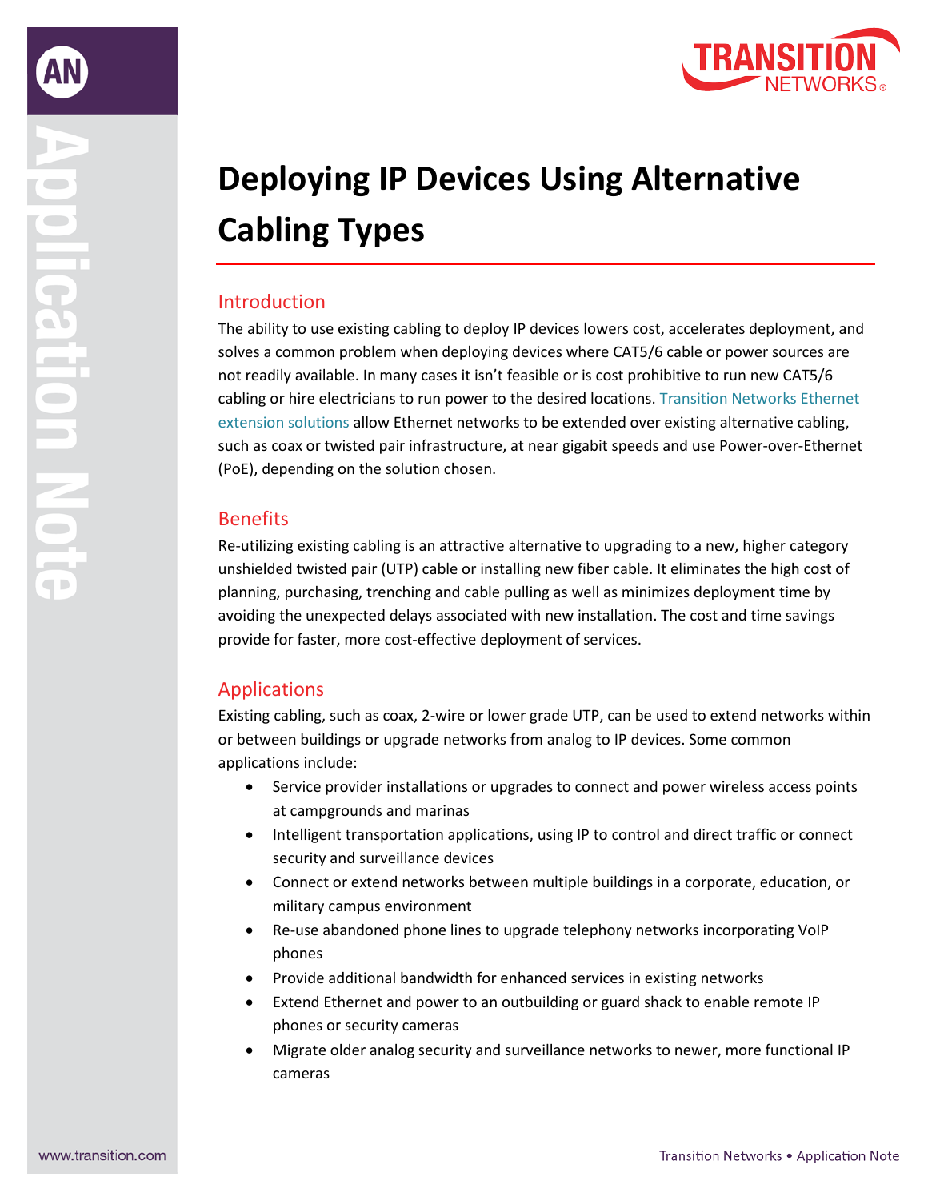# Deploying IP Devices Using Alternative Cabling Types

## Introduction

The ability to use existing cabling to deploy IP devices lowers cost, accelerates deployment, and solves a common problem when deploying devices where CAT5/6 cable or power sources are not readily available. In many cases it isn't feasible or is cost prohibitive to run new CAT5/6 cabling or hire electricians to run power to the desired locations. Transition Networks Ethernet extension solutions allow Ethernet networks to be extended over existing alternative cabling, such as coax or twisted pair infrastructure, at near gigabit speeds and use Power-over-Ethernet (PoE), depending on the solution chosen.

## Benefits

Re-utilizing existing cabling is an attractive alternative to upgrading to a new, higher category unshielded twisted pair (UTP) cable or installing new fiber cable. It eliminates the high cost of planning, purchasing, trenching and cable pulling as well as minimizes deployment time by avoiding the unexpected delays associated with new installation. The cost and time savings provide for faster, more cost-effective deployment of services.

## Applications

Existing cabling, such as coax, 2-wire or lower grade UTP, can be used to extend networks within or between buildings or upgrade networks from analog to IP devices. Some common applications include:

- Service provider installations or upgrades to connect and power wireless access points at campgrounds and marinas
- Intelligent transportation applications, using IP to control and direct traffic or connect security and surveillance devices
- Connect or extend networks between multiple buildings in a corporate, education, or military campus environment
- Re-use abandoned phone lines to upgrade telephony networks incorporating VoIP phones
- Provide additional bandwidth for enhanced services in existing networks
- Extend Ethernet and power to an outbuilding or guard shack to enable remote IP phones or security cameras
- Migrate older analog security and surveillance networks to newer, more functional IP cameras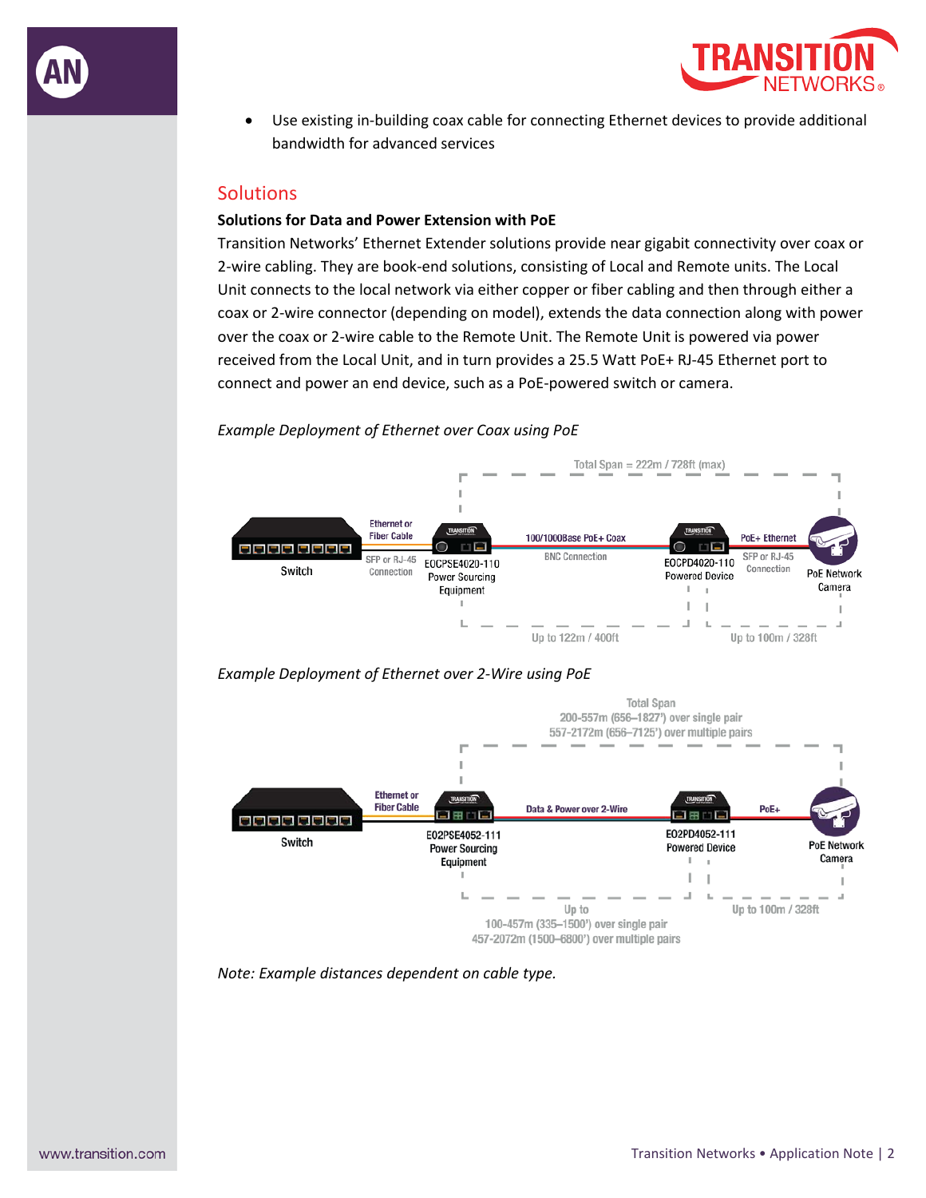- Use existing in-building coax cable for connecting Ethernet devices to provide additional bandwidth for advanced services

## Solutions

**Solutions for Data and Power Extension with PoE**

Transition Networks' Ethernet Extender solutions provide near gigabit connectivity over coax or 2-wire cabling. They are book-end solutions, consisting of Local and Remote units. The Local Unit connects to the local network via either copper or fiber cabling and then through either a coax or 2-wire connector (depending on model), extends the data connection along with power over the coax or 2-wire cable to the Remote Unit. The Remote Unit is powered via power received from the Local Unit, and in turn provides a 25.5 Watt PoE+ RJ-45 Ethernet port to connect and power an end device, such as a PoE-powered switch or camera.

*Example Deployment of Ethernet over Coax using PoE*

Total Span = 222m / 728ft (max)

Switch — Ethernet or Fiber Cable (SFP or RJ-45 Connection) — E0CPSE4020-110 Power Sourcing Equipment — 100/1000Base PoE+ Coax (BNC Connection) — E0CPD4020-110 Powered Device — PoE+ Ethernet (SFP or RJ-45 Connection) — PoE Network Camera

Up to 122m / 400ft | Up to 100m / 328ft

*Example Deployment of Ethernet over 2-Wire using PoE*

Total Span
200-557m (656–1827') over single pair
557-2172m (656–7125') over multiple pairs

Switch — Ethernet or Fiber Cable — E02PSE4052-111 Power Sourcing Equipment — Data & Power over 2-Wire — E02PD4052-111 Powered Device — PoE+ — PoE Network Camera

Up to
100-457m (335–1500') over single pair
457-2072m (1500–6800') over multiple pairs

Up to 100m / 328ft

*Note: Example distances dependent on cable type.*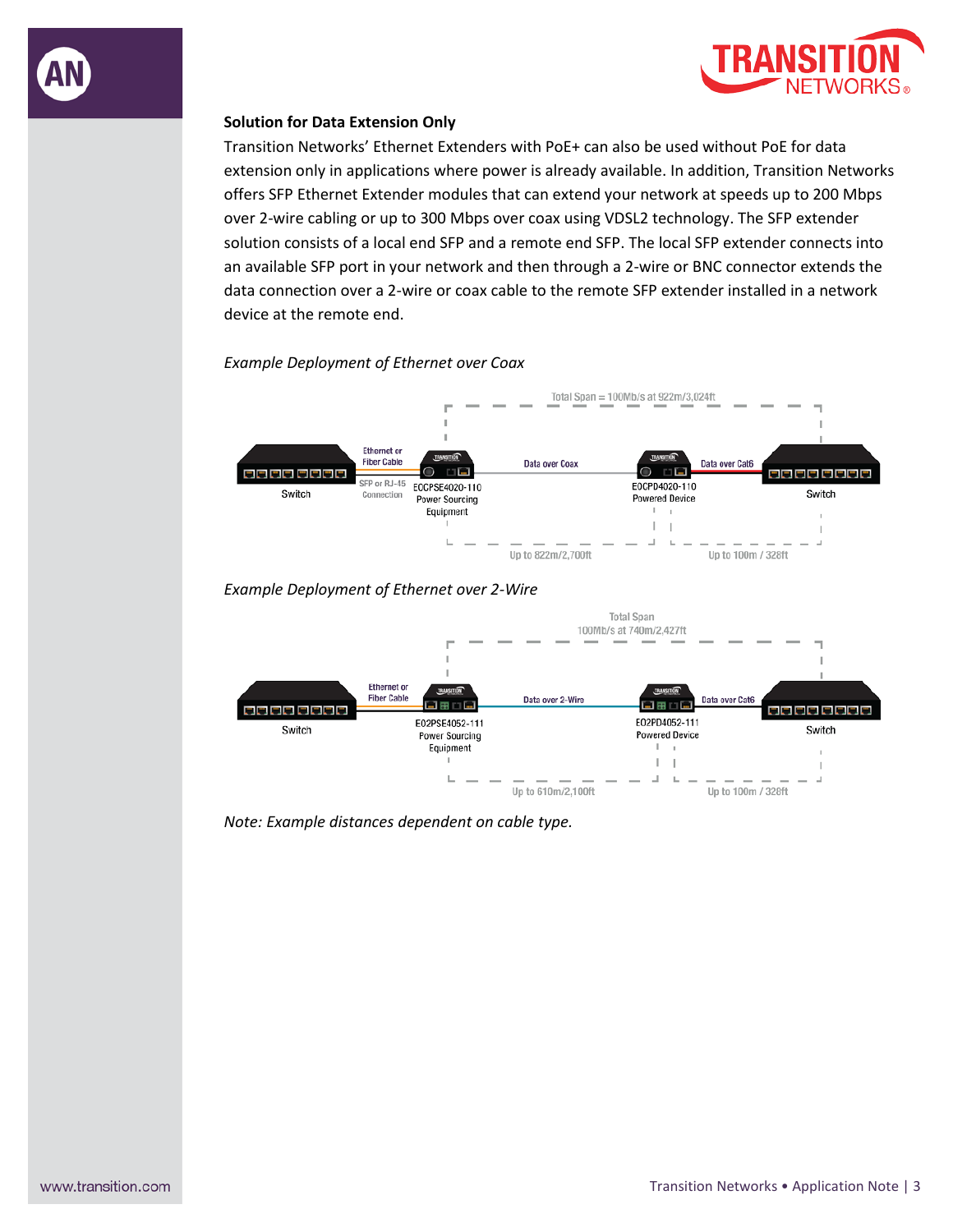**Solution for Data Extension Only**

Transition Networks' Ethernet Extenders with PoE+ can also be used without PoE for data extension only in applications where power is already available. In addition, Transition Networks offers SFP Ethernet Extender modules that can extend your network at speeds up to 200 Mbps over 2-wire cabling or up to 300 Mbps over coax using VDSL2 technology. The SFP extender solution consists of a local end SFP and a remote end SFP. The local SFP extender connects into an available SFP port in your network and then through a 2-wire or BNC connector extends the data connection over a 2-wire or coax cable to the remote SFP extender installed in a network device at the remote end.

*Example Deployment of Ethernet over Coax*

Total Span = 100Mb/s at 922m/3,024ft

Switch — Ethernet or Fiber Cable (SFP or RJ-45 Connection) — EOCPSE4020-110 Power Sourcing Equipment — Data over Coax — EOCPD4020-110 Powered Device — Data over Cat6 — Switch

Up to 822m/2,700ft | Up to 100m / 328ft

*Example Deployment of Ethernet over 2-Wire*

Total Span 100Mb/s at 740m/2,427ft

Switch — Ethernet or Fiber Cable — EO2PSE4052-111 Power Sourcing Equipment — Data over 2-Wire — EO2PD4052-111 Powered Device — Data over Cat6 — Switch

Up to 610m/2,100ft | Up to 100m / 328ft

*Note: Example distances dependent on cable type.*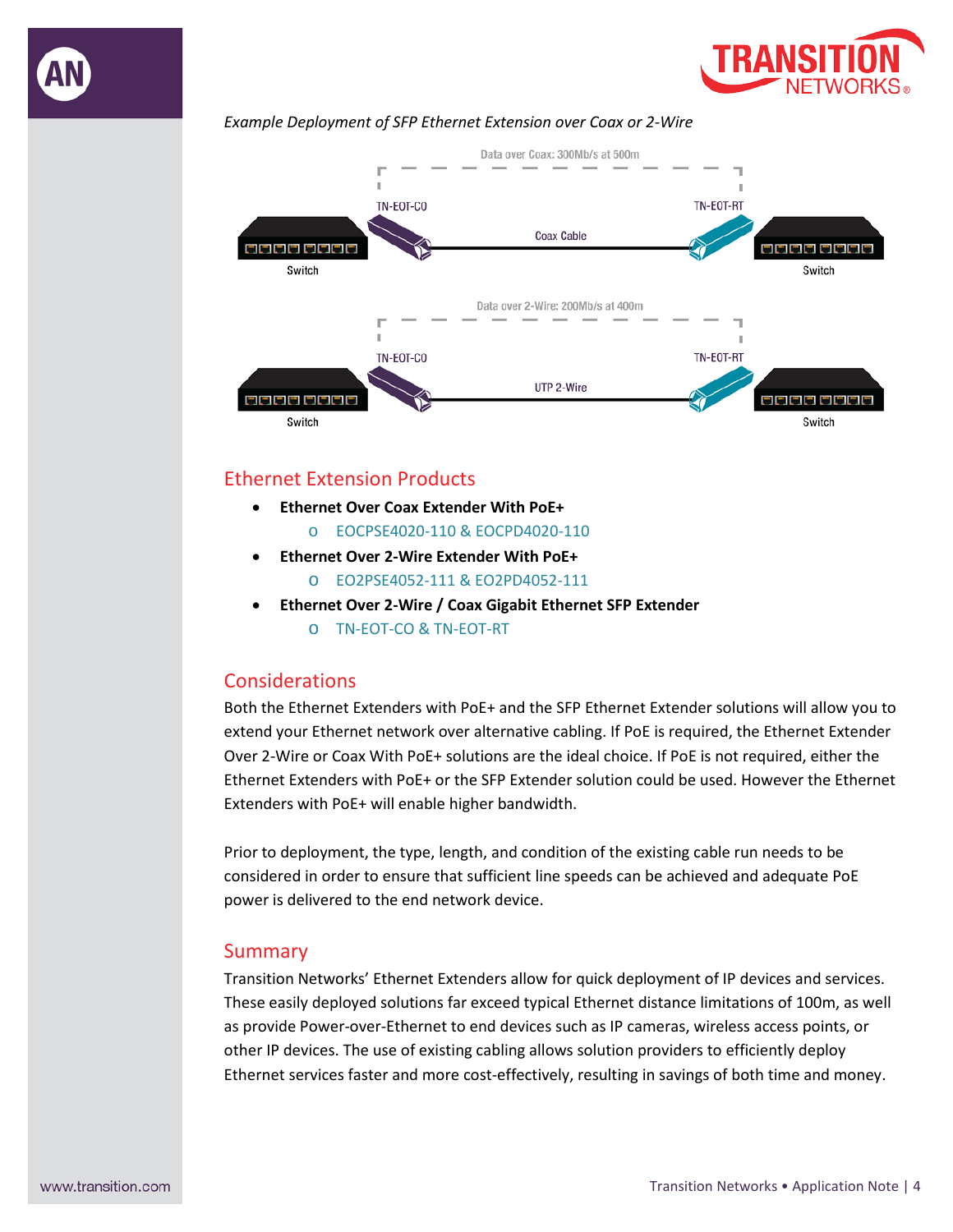*Example Deployment of SFP Ethernet Extension over Coax or 2-Wire*

Data over Coax: 300Mb/s at 500m

TN-EOT-CO

TN-EOT-RT

Coax Cable

Switch

Switch

Data over 2-Wire: 200Mb/s at 400m

TN-EOT-CO

TN-EOT-RT

UTP 2-Wire

Switch

Switch

## Ethernet Extension Products

- **Ethernet Over Coax Extender With PoE+**
  - EOCPSE4020-110 & EOCPD4020-110
- **Ethernet Over 2-Wire Extender With PoE+**
  - EO2PSE4052-111 & EO2PD4052-111
- **Ethernet Over 2-Wire / Coax Gigabit Ethernet SFP Extender**
  - TN-EOT-CO & TN-EOT-RT

## Considerations

Both the Ethernet Extenders with PoE+ and the SFP Ethernet Extender solutions will allow you to extend your Ethernet network over alternative cabling. If PoE is required, the Ethernet Extender Over 2-Wire or Coax With PoE+ solutions are the ideal choice. If PoE is not required, either the Ethernet Extenders with PoE+ or the SFP Extender solution could be used. However the Ethernet Extenders with PoE+ will enable higher bandwidth.

Prior to deployment, the type, length, and condition of the existing cable run needs to be considered in order to ensure that sufficient line speeds can be achieved and adequate PoE power is delivered to the end network device.

## Summary

Transition Networks' Ethernet Extenders allow for quick deployment of IP devices and services. These easily deployed solutions far exceed typical Ethernet distance limitations of 100m, as well as provide Power-over-Ethernet to end devices such as IP cameras, wireless access points, or other IP devices. The use of existing cabling allows solution providers to efficiently deploy Ethernet services faster and more cost-effectively, resulting in savings of both time and money.